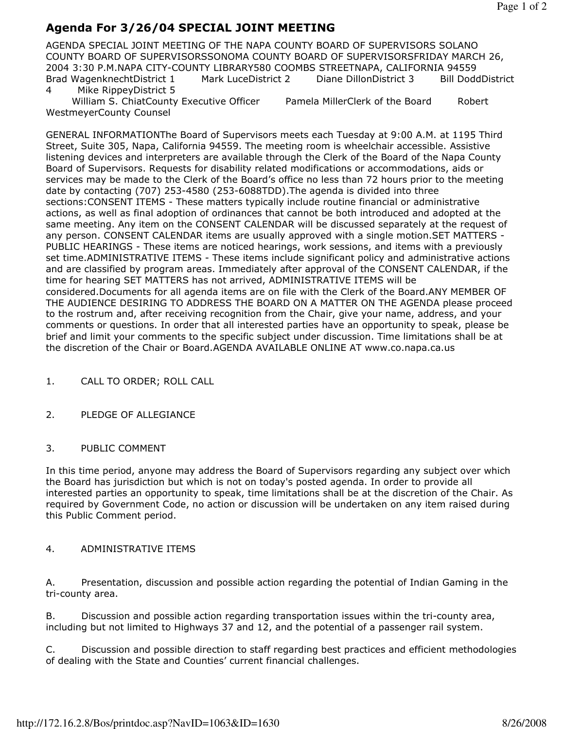# Agenda For 3/26/04 SPECIAL JOINT MEETING

AGENDA SPECIAL JOINT MEETING OF THE NAPA COUNTY BOARD OF SUPERVISORS SOLANO COUNTY BOARD OF SUPERVISORSSONOMA COUNTY BOARD OF SUPERVISORSFRIDAY MARCH 26, 2004 3:30 P.M.NAPA CITY-COUNTY LIBRARY580 COOMBS STREETNAPA, CALIFORNIA 94559
Brad WagenknechtDistrict 1 Mark LuceDistrict 2 Diane DillonDistrict 3 Bill DoddDistrict 4 Mike RippeyDistrict 5
William S. ChiatCounty Executive Officer Pamela MillerClerk of the Board Robert WestmeyerCounty Counsel

GENERAL INFORMATIONThe Board of Supervisors meets each Tuesday at 9:00 A.M. at 1195 Third Street, Suite 305, Napa, California 94559. The meeting room is wheelchair accessible. Assistive listening devices and interpreters are available through the Clerk of the Board of the Napa County Board of Supervisors. Requests for disability related modifications or accommodations, aids or services may be made to the Clerk of the Board's office no less than 72 hours prior to the meeting date by contacting (707) 253-4580 (253-6088TDD).The agenda is divided into three sections:CONSENT ITEMS - These matters typically include routine financial or administrative actions, as well as final adoption of ordinances that cannot be both introduced and adopted at the same meeting. Any item on the CONSENT CALENDAR will be discussed separately at the request of any person. CONSENT CALENDAR items are usually approved with a single motion.SET MATTERS - PUBLIC HEARINGS - These items are noticed hearings, work sessions, and items with a previously set time.ADMINISTRATIVE ITEMS - These items include significant policy and administrative actions and are classified by program areas. Immediately after approval of the CONSENT CALENDAR, if the time for hearing SET MATTERS has not arrived, ADMINISTRATIVE ITEMS will be considered.Documents for all agenda items are on file with the Clerk of the Board.ANY MEMBER OF THE AUDIENCE DESIRING TO ADDRESS THE BOARD ON A MATTER ON THE AGENDA please proceed to the rostrum and, after receiving recognition from the Chair, give your name, address, and your comments or questions. In order that all interested parties have an opportunity to speak, please be brief and limit your comments to the specific subject under discussion. Time limitations shall be at the discretion of the Chair or Board.AGENDA AVAILABLE ONLINE AT www.co.napa.ca.us

1. CALL TO ORDER; ROLL CALL

2. PLEDGE OF ALLEGIANCE

3. PUBLIC COMMENT

In this time period, anyone may address the Board of Supervisors regarding any subject over which the Board has jurisdiction but which is not on today's posted agenda. In order to provide all interested parties an opportunity to speak, time limitations shall be at the discretion of the Chair. As required by Government Code, no action or discussion will be undertaken on any item raised during this Public Comment period.

4. ADMINISTRATIVE ITEMS

A. Presentation, discussion and possible action regarding the potential of Indian Gaming in the tri-county area.

B. Discussion and possible action regarding transportation issues within the tri-county area, including but not limited to Highways 37 and 12, and the potential of a passenger rail system.

C. Discussion and possible direction to staff regarding best practices and efficient methodologies of dealing with the State and Counties' current financial challenges.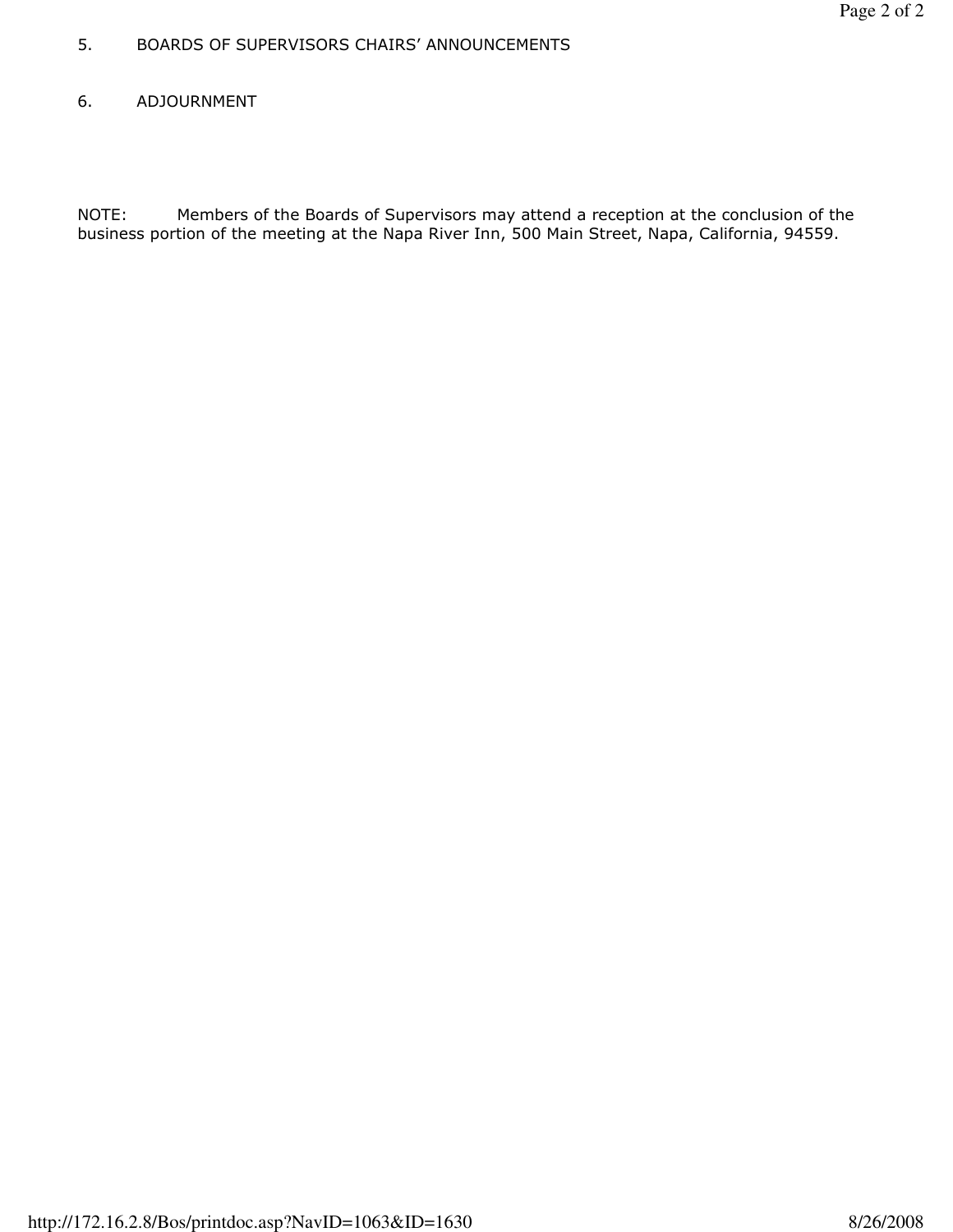5. BOARDS OF SUPERVISORS CHAIRS' ANNOUNCEMENTS

6. ADJOURNMENT

NOTE: Members of the Boards of Supervisors may attend a reception at the conclusion of the business portion of the meeting at the Napa River Inn, 500 Main Street, Napa, California, 94559.